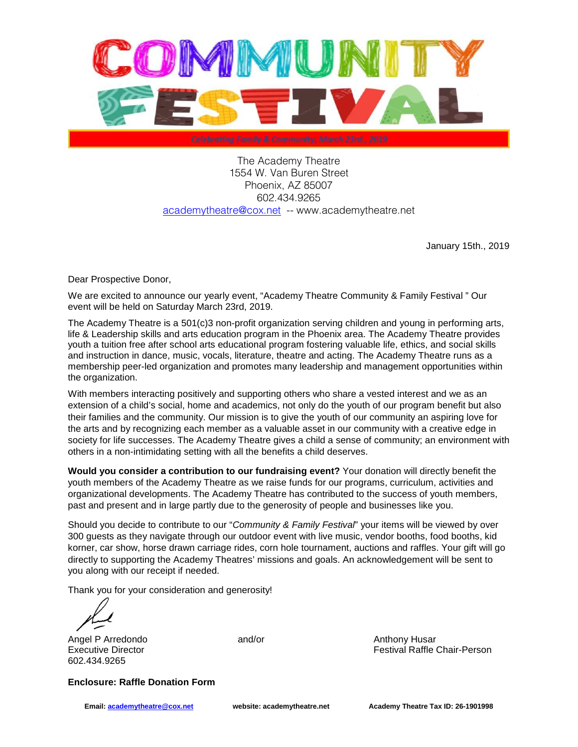# COMMUNITY FESTIVAL

Celebrating Family & Community, March 23rd., 2019

The Academy Theatre
1554 W. Van Buren Street
Phoenix, AZ 85007
602.434.9265
academytheatre@cox.net -- www.academytheatre.net

January 15th., 2019

Dear Prospective Donor,

We are excited to announce our yearly event, "Academy Theatre Community & Family Festival " Our event will be held on Saturday March 23rd, 2019.

The Academy Theatre is a 501(c)3 non-profit organization serving children and young in performing arts, life & Leadership skills and arts education program in the Phoenix area. The Academy Theatre provides youth a tuition free after school arts educational program fostering valuable life, ethics, and social skills and instruction in dance, music, vocals, literature, theatre and acting. The Academy Theatre runs as a membership peer-led organization and promotes many leadership and management opportunities within the organization.

With members interacting positively and supporting others who share a vested interest and we as an extension of a child's social, home and academics, not only do the youth of our program benefit but also their families and the community. Our mission is to give the youth of our community an aspiring love for the arts and by recognizing each member as a valuable asset in our community with a creative edge in society for life successes. The Academy Theatre gives a child a sense of community; an environment with others in a non-intimidating setting with all the benefits a child deserves.

**Would you consider a contribution to our fundraising event?** Your donation will directly benefit the youth members of the Academy Theatre as we raise funds for our programs, curriculum, activities and organizational developments. The Academy Theatre has contributed to the success of youth members, past and present and in large partly due to the generosity of people and businesses like you.

Should you decide to contribute to our "*Community & Family Festival*" your items will be viewed by over 300 guests as they navigate through our outdoor event with live music, vendor booths, food booths, kid korner, car show, horse drawn carriage rides, corn hole tournament, auctions and raffles. Your gift will go directly to supporting the Academy Theatres' missions and goals. An acknowledgement will be sent to you along with our receipt if needed.

Thank you for your consideration and generosity!

Angel P Arredondo
Executive Director
602.434.9265

and/or

Anthony Husar
Festival Raffle Chair-Person

**Enclosure: Raffle Donation Form**

**Email: academytheatre@cox.net** **website: academytheatre.net** **Academy Theatre Tax ID: 26-1901998**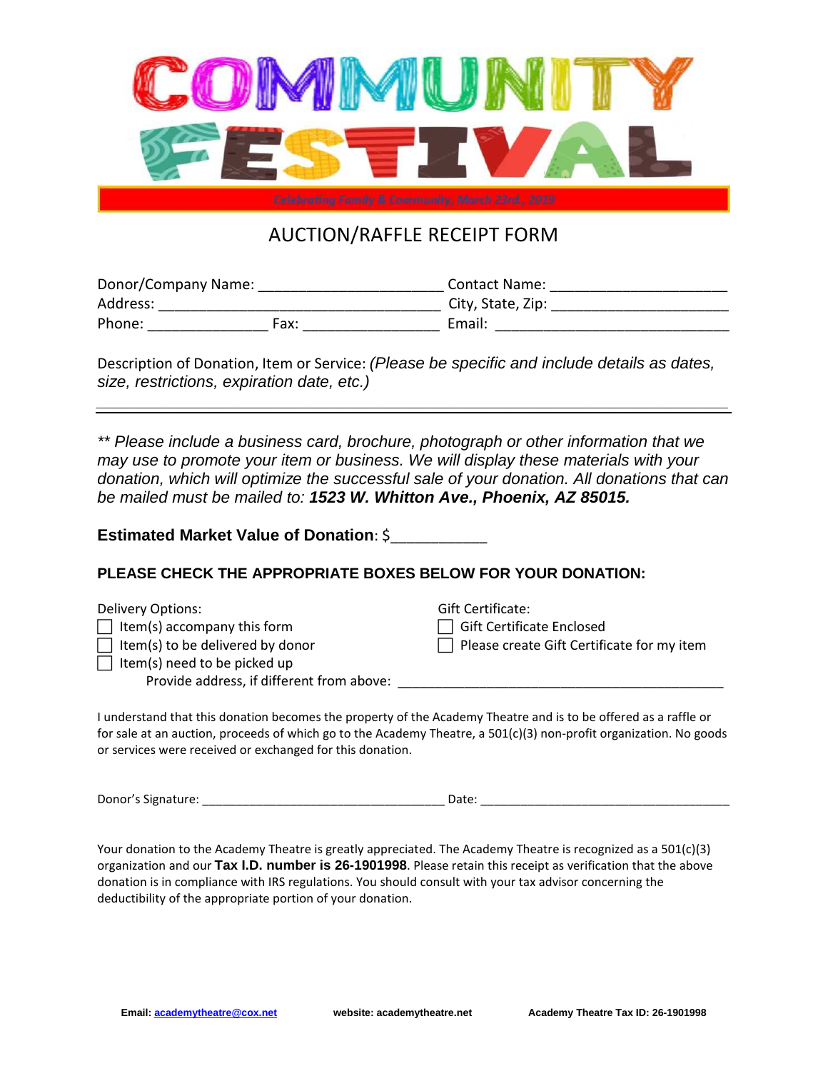# COMMUNITY FESTIVAL

Celebrating Family & Community, March 23rd., 2019

## AUCTION/RAFFLE RECEIPT FORM

Donor/Company Name: ______________________ Contact Name: _____________________

Address: __________________________________ City, State, Zip: _____________________

Phone: ______________ Fax: ________________ Email: ____________________________

Description of Donation, Item or Service: *(Please be specific and include details as dates, size, restrictions, expiration date, etc.)*

---

*\*\* Please include a business card, brochure, photograph or other information that we may use to promote your item or business. We will display these materials with your donation, which will optimize the successful sale of your donation. All donations that can be mailed must be mailed to:* ***1523 W. Whitton Ave., Phoenix, AZ 85015.***

**Estimated Market Value of Donation**: $__________

**PLEASE CHECK THE APPROPRIATE BOXES BELOW FOR YOUR DONATION:**

Delivery Options:

- ☐ Item(s) accompany this form
- ☐ Item(s) to be delivered by donor
- ☐ Item(s) need to be picked up

Provide address, if different from above: ________________________________________

Gift Certificate:

- ☐ Gift Certificate Enclosed
- ☐ Please create Gift Certificate for my item

I understand that this donation becomes the property of the Academy Theatre and is to be offered as a raffle or for sale at an auction, proceeds of which go to the Academy Theatre, a 501(c)(3) non-profit organization. No goods or services were received or exchanged for this donation.

Donor's Signature: ________________________________ Date: __________________________________

Your donation to the Academy Theatre is greatly appreciated. The Academy Theatre is recognized as a 501(c)(3) organization and our **Tax I.D. number is 26-1901998**. Please retain this receipt as verification that the above donation is in compliance with IRS regulations. You should consult with your tax advisor concerning the deductibility of the appropriate portion of your donation.

**Email: academytheatre@cox.net** **website: academytheatre.net** **Academy Theatre Tax ID: 26-1901998**